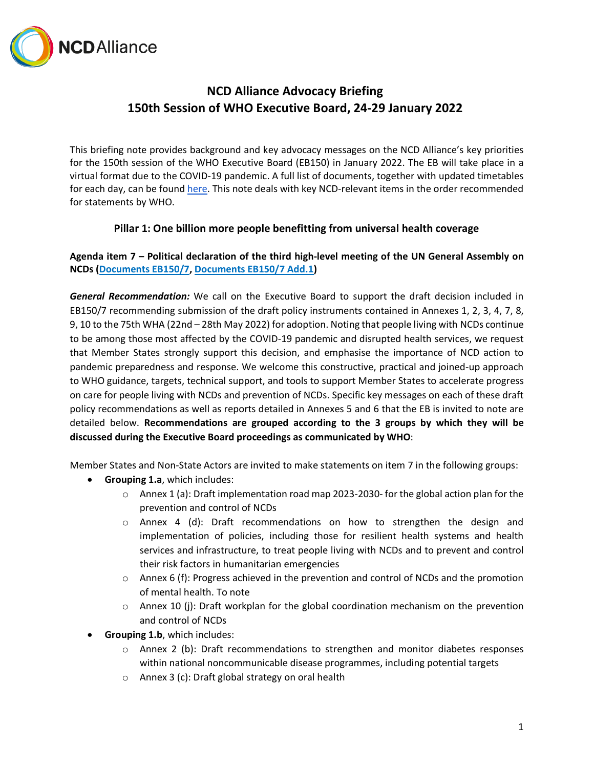# NCD Alliance Advocacy Briefing
# 150th Session of WHO Executive Board, 24-29 January 2022

This briefing note provides background and key advocacy messages on the NCD Alliance's key priorities for the 150th session of the WHO Executive Board (EB150) in January 2022. The EB will take place in a virtual format due to the COVID-19 pandemic. A full list of documents, together with updated timetables for each day, can be found here. This note deals with key NCD-relevant items in the order recommended for statements by WHO.

## Pillar 1: One billion more people benefitting from universal health coverage

### Agenda item 7 – Political declaration of the third high-level meeting of the UN General Assembly on NCDs (Documents EB150/7, Documents EB150/7 Add.1)

***General Recommendation:*** We call on the Executive Board to support the draft decision included in EB150/7 recommending submission of the draft policy instruments contained in Annexes 1, 2, 3, 4, 7, 8, 9, 10 to the 75th WHA (22nd – 28th May 2022) for adoption. Noting that people living with NCDs continue to be among those most affected by the COVID-19 pandemic and disrupted health services, we request that Member States strongly support this decision, and emphasise the importance of NCD action to pandemic preparedness and response. We welcome this constructive, practical and joined-up approach to WHO guidance, targets, technical support, and tools to support Member States to accelerate progress on care for people living with NCDs and prevention of NCDs. Specific key messages on each of these draft policy recommendations as well as reports detailed in Annexes 5 and 6 that the EB is invited to note are detailed below. **Recommendations are grouped according to the 3 groups by which they will be discussed during the Executive Board proceedings as communicated by WHO**:

Member States and Non-State Actors are invited to make statements on item 7 in the following groups:

- **Grouping 1.a**, which includes:
  - Annex 1 (a): Draft implementation road map 2023-2030- for the global action plan for the prevention and control of NCDs
  - Annex 4 (d): Draft recommendations on how to strengthen the design and implementation of policies, including those for resilient health systems and health services and infrastructure, to treat people living with NCDs and to prevent and control their risk factors in humanitarian emergencies
  - Annex 6 (f): Progress achieved in the prevention and control of NCDs and the promotion of mental health. To note
  - Annex 10 (j): Draft workplan for the global coordination mechanism on the prevention and control of NCDs
- **Grouping 1.b**, which includes:
  - Annex 2 (b): Draft recommendations to strengthen and monitor diabetes responses within national noncommunicable disease programmes, including potential targets
  - Annex 3 (c): Draft global strategy on oral health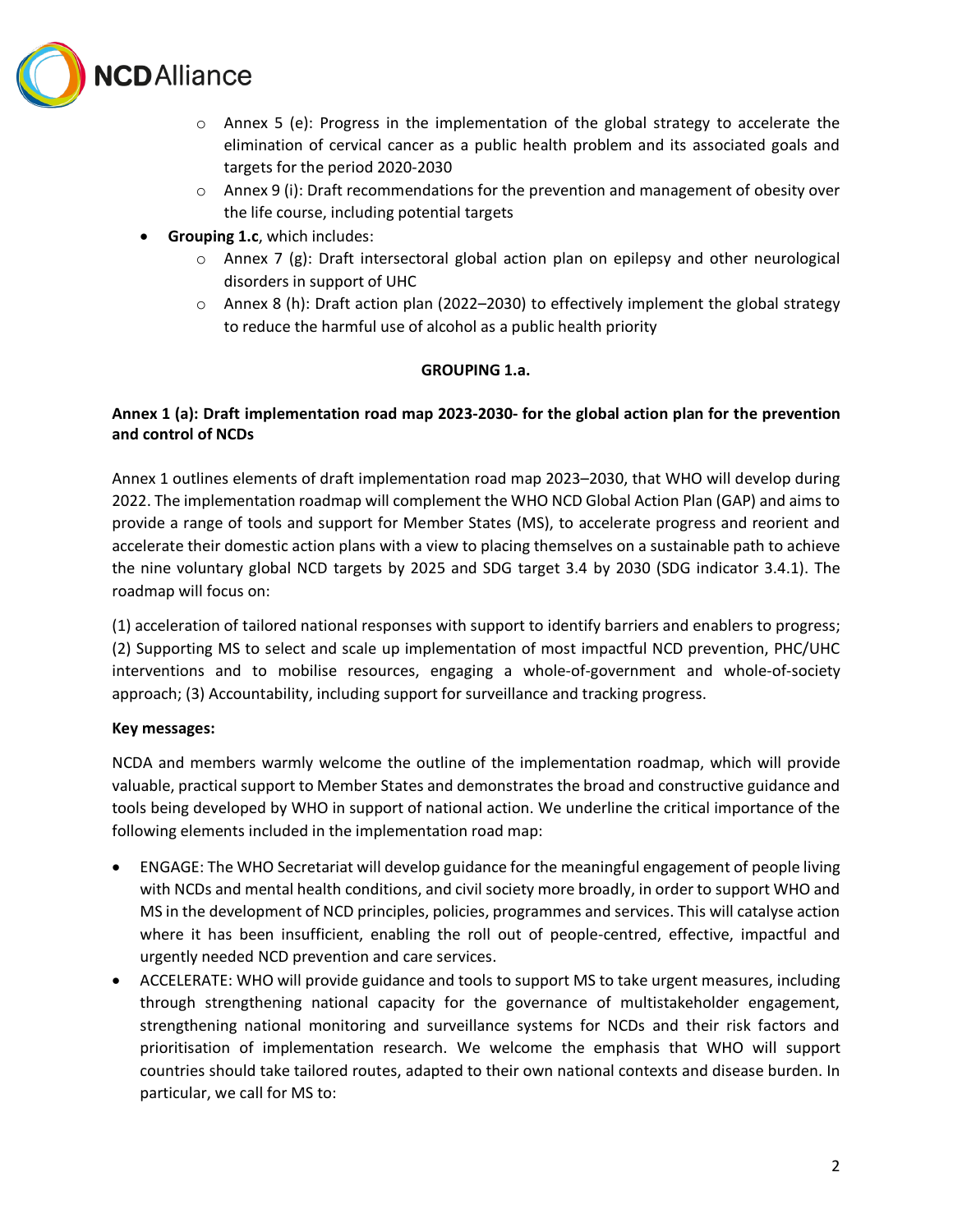- Annex 5 (e): Progress in the implementation of the global strategy to accelerate the elimination of cervical cancer as a public health problem and its associated goals and targets for the period 2020-2030
    - Annex 9 (i): Draft recommendations for the prevention and management of obesity over the life course, including potential targets
- **Grouping 1.c**, which includes:
    - Annex 7 (g): Draft intersectoral global action plan on epilepsy and other neurological disorders in support of UHC
    - Annex 8 (h): Draft action plan (2022–2030) to effectively implement the global strategy to reduce the harmful use of alcohol as a public health priority

## GROUPING 1.a.

### Annex 1 (a): Draft implementation road map 2023-2030- for the global action plan for the prevention and control of NCDs

Annex 1 outlines elements of draft implementation road map 2023–2030, that WHO will develop during 2022. The implementation roadmap will complement the WHO NCD Global Action Plan (GAP) and aims to provide a range of tools and support for Member States (MS), to accelerate progress and reorient and accelerate their domestic action plans with a view to placing themselves on a sustainable path to achieve the nine voluntary global NCD targets by 2025 and SDG target 3.4 by 2030 (SDG indicator 3.4.1). The roadmap will focus on:

(1) acceleration of tailored national responses with support to identify barriers and enablers to progress; (2) Supporting MS to select and scale up implementation of most impactful NCD prevention, PHC/UHC interventions and to mobilise resources, engaging a whole-of-government and whole-of-society approach; (3) Accountability, including support for surveillance and tracking progress.

**Key messages:**

NCDA and members warmly welcome the outline of the implementation roadmap, which will provide valuable, practical support to Member States and demonstrates the broad and constructive guidance and tools being developed by WHO in support of national action. We underline the critical importance of the following elements included in the implementation road map:

- ENGAGE: The WHO Secretariat will develop guidance for the meaningful engagement of people living with NCDs and mental health conditions, and civil society more broadly, in order to support WHO and MS in the development of NCD principles, policies, programmes and services. This will catalyse action where it has been insufficient, enabling the roll out of people-centred, effective, impactful and urgently needed NCD prevention and care services.
- ACCELERATE: WHO will provide guidance and tools to support MS to take urgent measures, including through strengthening national capacity for the governance of multistakeholder engagement, strengthening national monitoring and surveillance systems for NCDs and their risk factors and prioritisation of implementation research. We welcome the emphasis that WHO will support countries should take tailored routes, adapted to their own national contexts and disease burden. In particular, we call for MS to: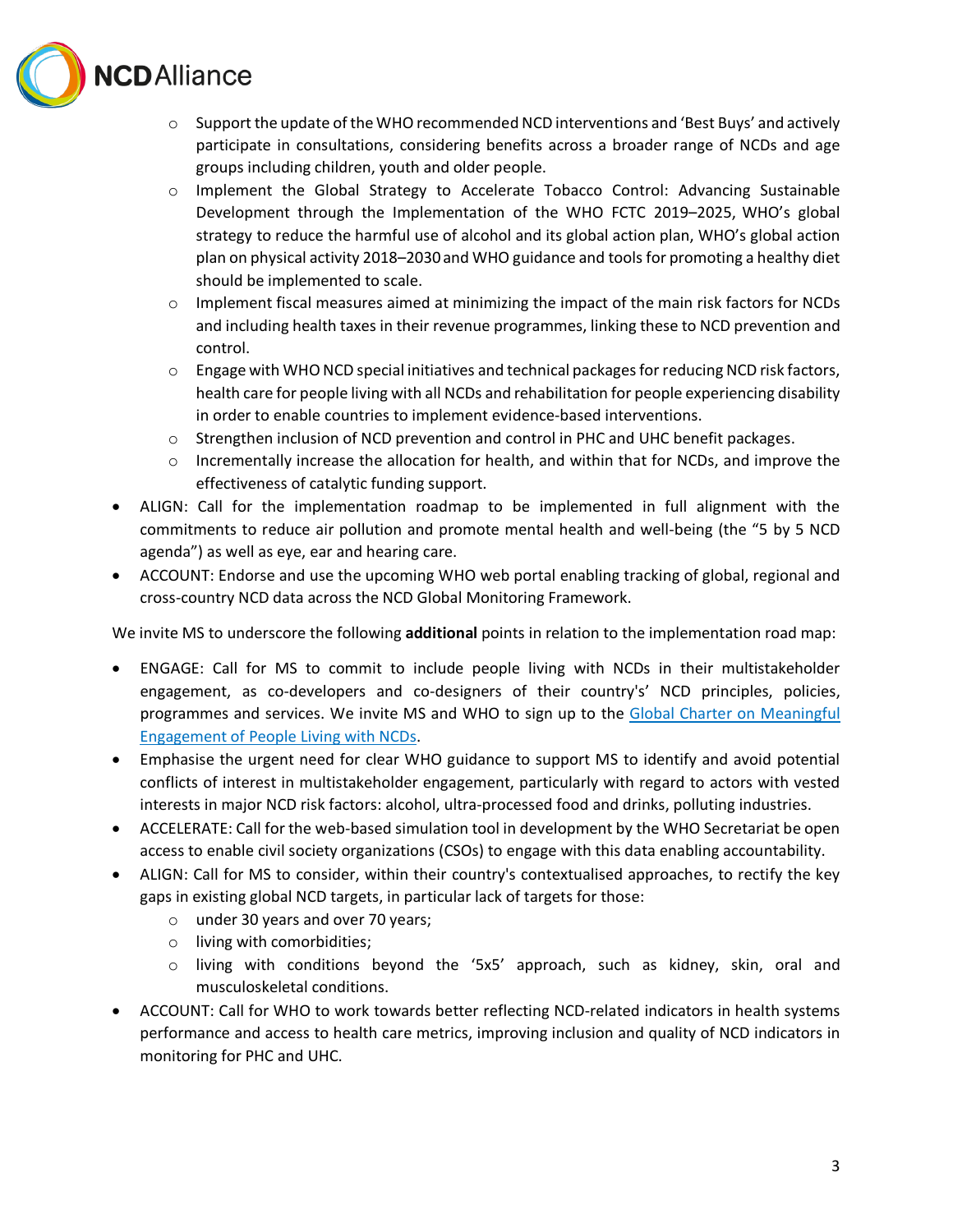- Support the update of the WHO recommended NCD interventions and 'Best Buys' and actively participate in consultations, considering benefits across a broader range of NCDs and age groups including children, youth and older people.
- Implement the Global Strategy to Accelerate Tobacco Control: Advancing Sustainable Development through the Implementation of the WHO FCTC 2019–2025, WHO's global strategy to reduce the harmful use of alcohol and its global action plan, WHO's global action plan on physical activity 2018–2030 and WHO guidance and tools for promoting a healthy diet should be implemented to scale.
- Implement fiscal measures aimed at minimizing the impact of the main risk factors for NCDs and including health taxes in their revenue programmes, linking these to NCD prevention and control.
- Engage with WHO NCD special initiatives and technical packages for reducing NCD risk factors, health care for people living with all NCDs and rehabilitation for people experiencing disability in order to enable countries to implement evidence-based interventions.
- Strengthen inclusion of NCD prevention and control in PHC and UHC benefit packages.
- Incrementally increase the allocation for health, and within that for NCDs, and improve the effectiveness of catalytic funding support.

- ALIGN: Call for the implementation roadmap to be implemented in full alignment with the commitments to reduce air pollution and promote mental health and well-being (the "5 by 5 NCD agenda") as well as eye, ear and hearing care.
- ACCOUNT: Endorse and use the upcoming WHO web portal enabling tracking of global, regional and cross-country NCD data across the NCD Global Monitoring Framework.

We invite MS to underscore the following **additional** points in relation to the implementation road map:

- ENGAGE: Call for MS to commit to include people living with NCDs in their multistakeholder engagement, as co-developers and co-designers of their country's' NCD principles, policies, programmes and services. We invite MS and WHO to sign up to the [Global Charter on Meaningful Engagement of People Living with NCDs](#).
- Emphasise the urgent need for clear WHO guidance to support MS to identify and avoid potential conflicts of interest in multistakeholder engagement, particularly with regard to actors with vested interests in major NCD risk factors: alcohol, ultra-processed food and drinks, polluting industries.
- ACCELERATE: Call for the web-based simulation tool in development by the WHO Secretariat be open access to enable civil society organizations (CSOs) to engage with this data enabling accountability.
- ALIGN: Call for MS to consider, within their country's contextualised approaches, to rectify the key gaps in existing global NCD targets, in particular lack of targets for those:
  - under 30 years and over 70 years;
  - living with comorbidities;
  - living with conditions beyond the '5x5' approach, such as kidney, skin, oral and musculoskeletal conditions.
- ACCOUNT: Call for WHO to work towards better reflecting NCD-related indicators in health systems performance and access to health care metrics, improving inclusion and quality of NCD indicators in monitoring for PHC and UHC.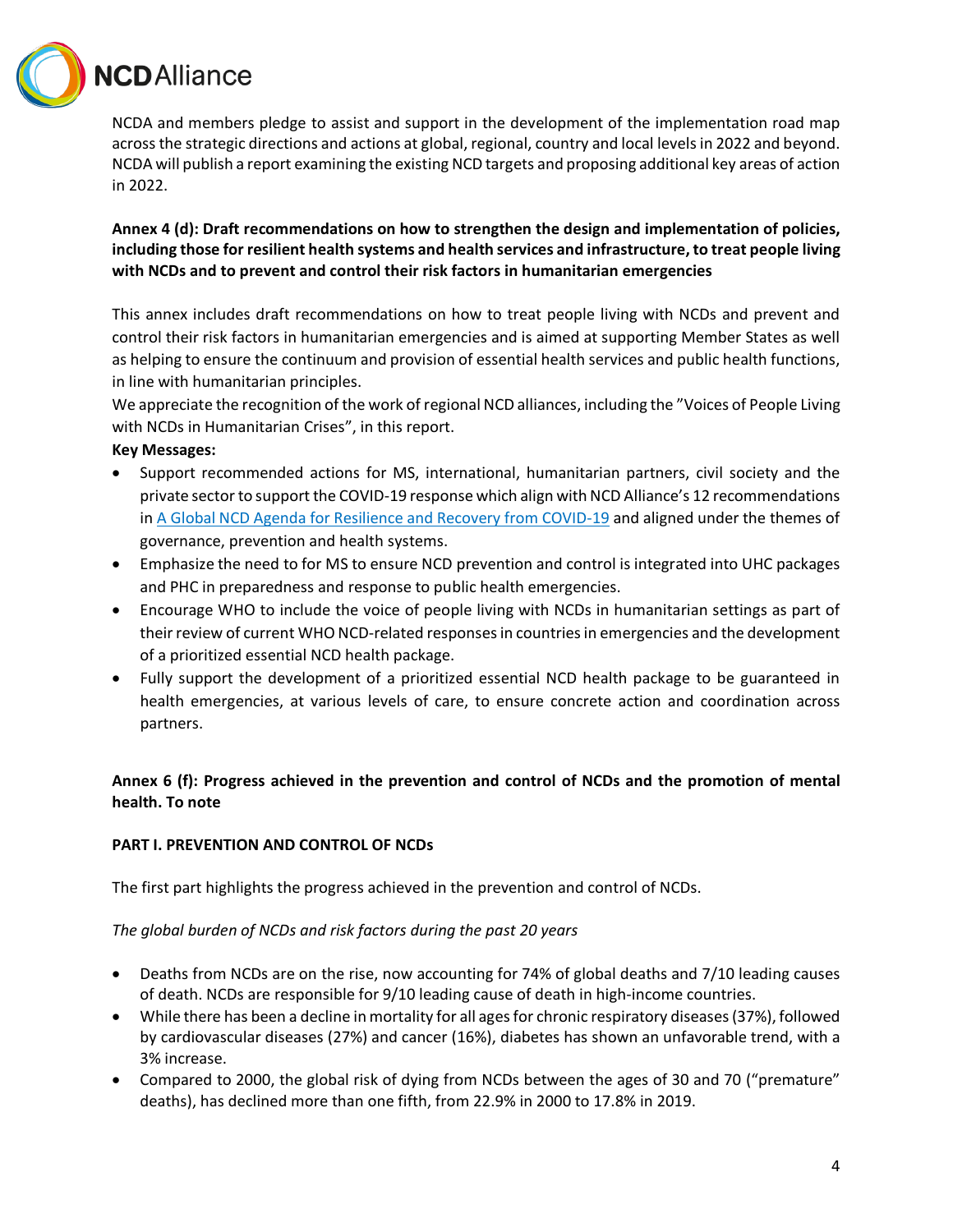NCDA and members pledge to assist and support in the development of the implementation road map across the strategic directions and actions at global, regional, country and local levels in 2022 and beyond. NCDA will publish a report examining the existing NCD targets and proposing additional key areas of action in 2022.

**Annex 4 (d): Draft recommendations on how to strengthen the design and implementation of policies, including those for resilient health systems and health services and infrastructure, to treat people living with NCDs and to prevent and control their risk factors in humanitarian emergencies**

This annex includes draft recommendations on how to treat people living with NCDs and prevent and control their risk factors in humanitarian emergencies and is aimed at supporting Member States as well as helping to ensure the continuum and provision of essential health services and public health functions, in line with humanitarian principles.

We appreciate the recognition of the work of regional NCD alliances, including the "Voices of People Living with NCDs in Humanitarian Crises", in this report.

**Key Messages:**

- Support recommended actions for MS, international, humanitarian partners, civil society and the private sector to support the COVID-19 response which align with NCD Alliance's 12 recommendations in A Global NCD Agenda for Resilience and Recovery from COVID-19 and aligned under the themes of governance, prevention and health systems.
- Emphasize the need to for MS to ensure NCD prevention and control is integrated into UHC packages and PHC in preparedness and response to public health emergencies.
- Encourage WHO to include the voice of people living with NCDs in humanitarian settings as part of their review of current WHO NCD-related responses in countries in emergencies and the development of a prioritized essential NCD health package.
- Fully support the development of a prioritized essential NCD health package to be guaranteed in health emergencies, at various levels of care, to ensure concrete action and coordination across partners.

**Annex 6 (f): Progress achieved in the prevention and control of NCDs and the promotion of mental health. To note**

**PART I. PREVENTION AND CONTROL OF NCDs**

The first part highlights the progress achieved in the prevention and control of NCDs.

*The global burden of NCDs and risk factors during the past 20 years*

- Deaths from NCDs are on the rise, now accounting for 74% of global deaths and 7/10 leading causes of death. NCDs are responsible for 9/10 leading cause of death in high-income countries.
- While there has been a decline in mortality for all ages for chronic respiratory diseases (37%), followed by cardiovascular diseases (27%) and cancer (16%), diabetes has shown an unfavorable trend, with a 3% increase.
- Compared to 2000, the global risk of dying from NCDs between the ages of 30 and 70 ("premature" deaths), has declined more than one fifth, from 22.9% in 2000 to 17.8% in 2019.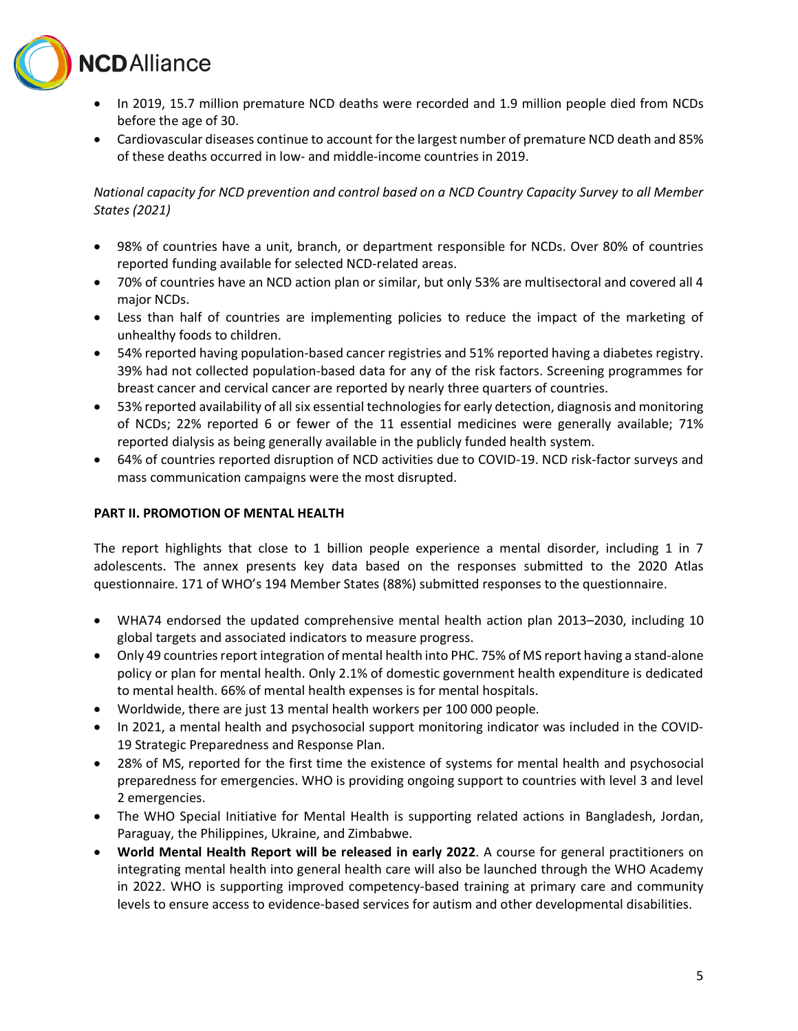- In 2019, 15.7 million premature NCD deaths were recorded and 1.9 million people died from NCDs before the age of 30.
- Cardiovascular diseases continue to account for the largest number of premature NCD death and 85% of these deaths occurred in low- and middle-income countries in 2019.

*National capacity for NCD prevention and control based on a NCD Country Capacity Survey to all Member States (2021)*

- 98% of countries have a unit, branch, or department responsible for NCDs. Over 80% of countries reported funding available for selected NCD-related areas.
- 70% of countries have an NCD action plan or similar, but only 53% are multisectoral and covered all 4 major NCDs.
- Less than half of countries are implementing policies to reduce the impact of the marketing of unhealthy foods to children.
- 54% reported having population-based cancer registries and 51% reported having a diabetes registry. 39% had not collected population-based data for any of the risk factors. Screening programmes for breast cancer and cervical cancer are reported by nearly three quarters of countries.
- 53% reported availability of all six essential technologies for early detection, diagnosis and monitoring of NCDs; 22% reported 6 or fewer of the 11 essential medicines were generally available; 71% reported dialysis as being generally available in the publicly funded health system.
- 64% of countries reported disruption of NCD activities due to COVID-19. NCD risk-factor surveys and mass communication campaigns were the most disrupted.

**PART II. PROMOTION OF MENTAL HEALTH**

The report highlights that close to 1 billion people experience a mental disorder, including 1 in 7 adolescents. The annex presents key data based on the responses submitted to the 2020 Atlas questionnaire. 171 of WHO's 194 Member States (88%) submitted responses to the questionnaire.

- WHA74 endorsed the updated comprehensive mental health action plan 2013–2030, including 10 global targets and associated indicators to measure progress.
- Only 49 countries report integration of mental health into PHC. 75% of MS report having a stand-alone policy or plan for mental health. Only 2.1% of domestic government health expenditure is dedicated to mental health. 66% of mental health expenses is for mental hospitals.
- Worldwide, there are just 13 mental health workers per 100 000 people.
- In 2021, a mental health and psychosocial support monitoring indicator was included in the COVID-19 Strategic Preparedness and Response Plan.
- 28% of MS, reported for the first time the existence of systems for mental health and psychosocial preparedness for emergencies. WHO is providing ongoing support to countries with level 3 and level 2 emergencies.
- The WHO Special Initiative for Mental Health is supporting related actions in Bangladesh, Jordan, Paraguay, the Philippines, Ukraine, and Zimbabwe.
- **World Mental Health Report will be released in early 2022**. A course for general practitioners on integrating mental health into general health care will also be launched through the WHO Academy in 2022. WHO is supporting improved competency-based training at primary care and community levels to ensure access to evidence-based services for autism and other developmental disabilities.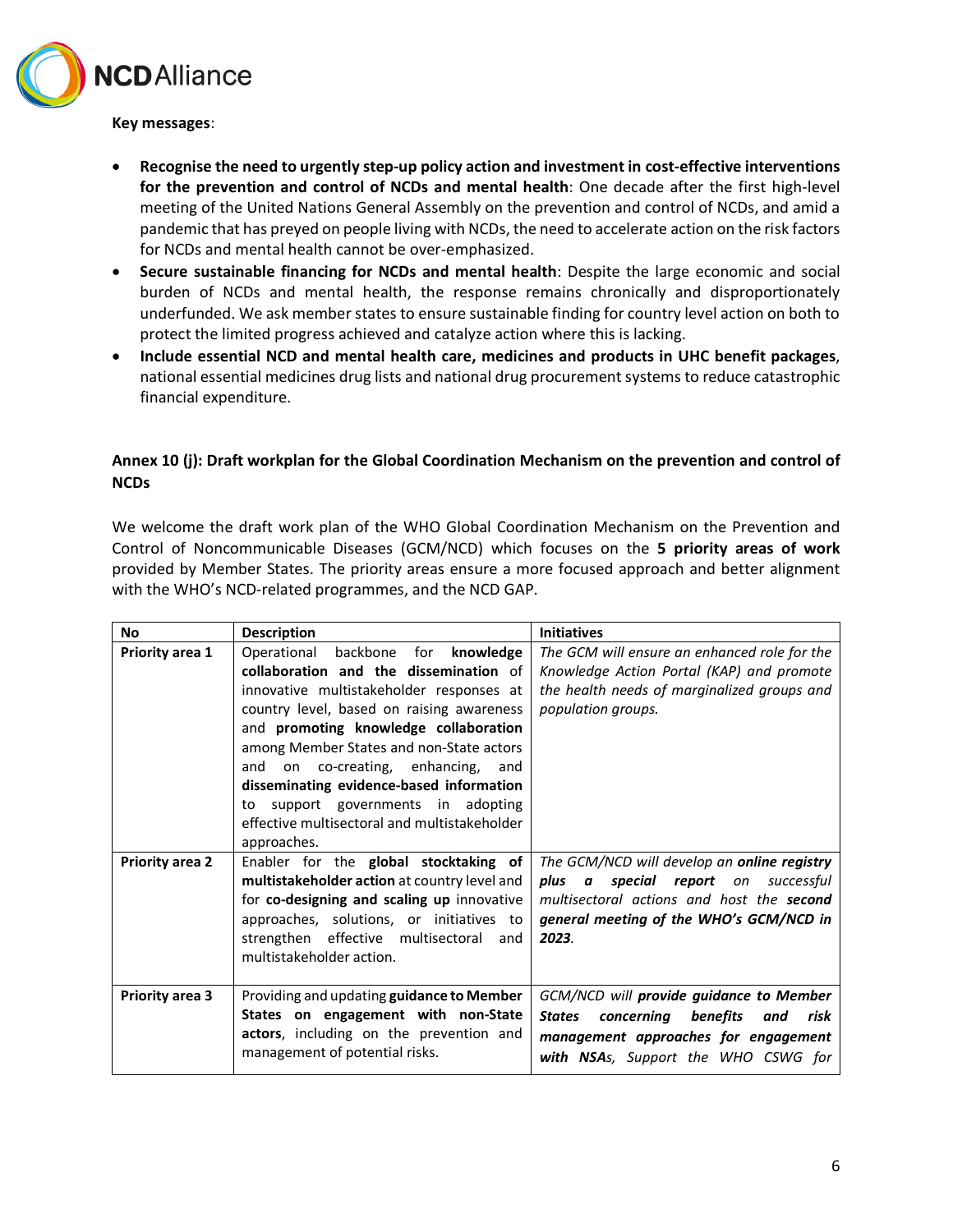**Key messages**:

- **Recognise the need to urgently step-up policy action and investment in cost-effective interventions for the prevention and control of NCDs and mental health**: One decade after the first high-level meeting of the United Nations General Assembly on the prevention and control of NCDs, and amid a pandemic that has preyed on people living with NCDs, the need to accelerate action on the risk factors for NCDs and mental health cannot be over-emphasized.
- **Secure sustainable financing for NCDs and mental health**: Despite the large economic and social burden of NCDs and mental health, the response remains chronically and disproportionately underfunded. We ask member states to ensure sustainable finding for country level action on both to protect the limited progress achieved and catalyze action where this is lacking.
- **Include essential NCD and mental health care, medicines and products in UHC benefit packages**, national essential medicines drug lists and national drug procurement systems to reduce catastrophic financial expenditure.

### Annex 10 (j): Draft workplan for the Global Coordination Mechanism on the prevention and control of NCDs

We welcome the draft work plan of the WHO Global Coordination Mechanism on the Prevention and Control of Noncommunicable Diseases (GCM/NCD) which focuses on the **5 priority areas of work** provided by Member States. The priority areas ensure a more focused approach and better alignment with the WHO's NCD-related programmes, and the NCD GAP.

| No | Description | Initiatives |
|---|---|---|
| **Priority area 1** | Operational backbone for **knowledge collaboration and the dissemination** of innovative multistakeholder responses at country level, based on raising awareness and **promoting knowledge collaboration** among Member States and non-State actors and on co-creating, enhancing, and **disseminating evidence-based information** to support governments in adopting effective multisectoral and multistakeholder approaches. | *The GCM will ensure an enhanced role for the Knowledge Action Portal (KAP) and promote the health needs of marginalized groups and population groups.* |
| **Priority area 2** | Enabler for the **global stocktaking of multistakeholder action** at country level and for **co-designing and scaling up** innovative approaches, solutions, or initiatives to strengthen effective multisectoral and multistakeholder action. | *The GCM/NCD will develop an* ***online registry plus a special report*** *on successful multisectoral actions and host the* ***second general meeting of the WHO's GCM/NCD in 2023****.* |
| **Priority area 3** | Providing and updating **guidance to Member States on engagement with non-State actors**, including on the prevention and management of potential risks. | *GCM/NCD will* ***provide guidance to Member States concerning benefits and risk management approaches for engagement with NSAs****, Support the WHO CSWG for* |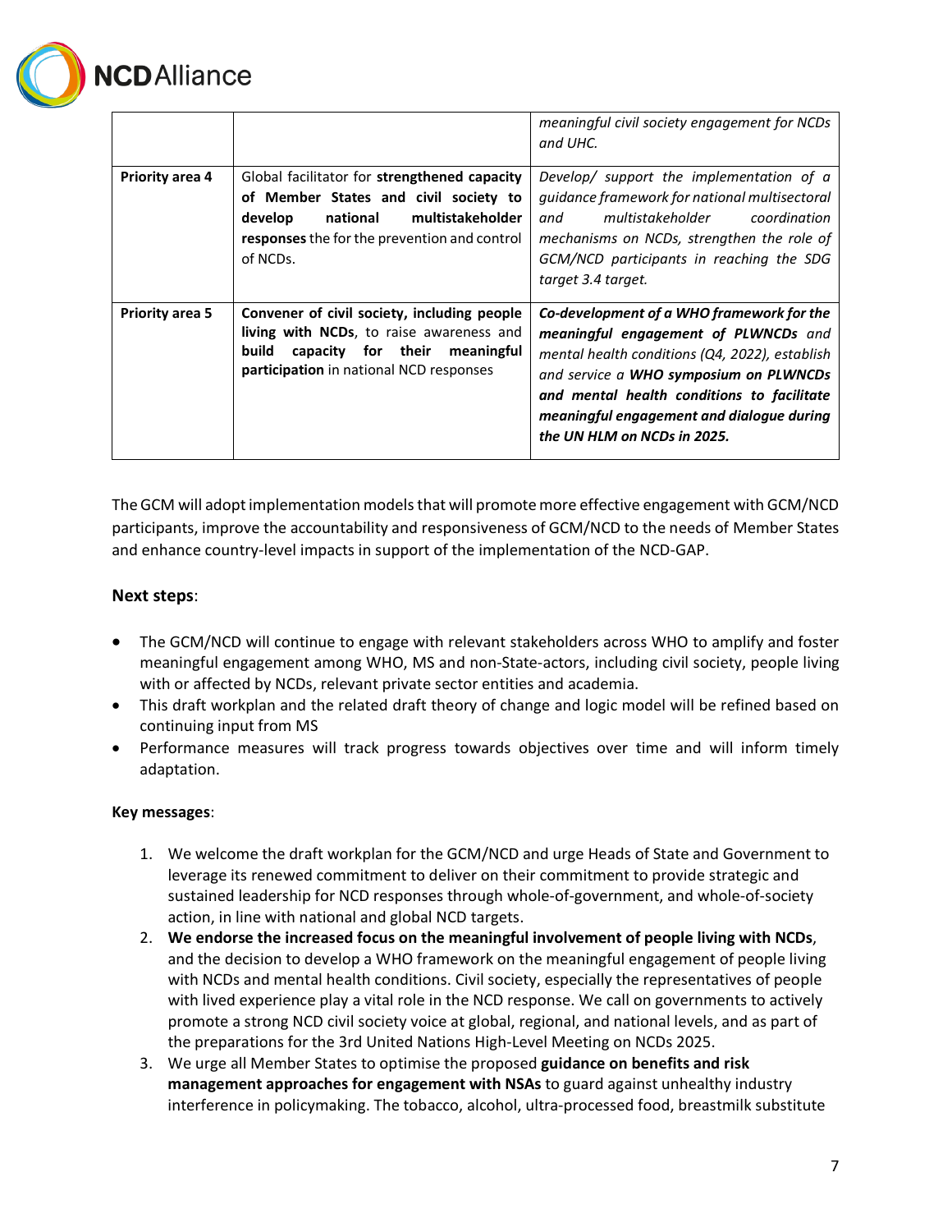| | | |
|---|---|---|
| | | *meaningful civil society engagement for NCDs and UHC.* |
| **Priority area 4** | Global facilitator for **strengthened capacity of Member States and civil society to develop national multistakeholder responses** the for the prevention and control of NCDs. | *Develop/ support the implementation of a guidance framework for national multisectoral and multistakeholder coordination mechanisms on NCDs, strengthen the role of GCM/NCD participants in reaching the SDG target 3.4 target.* |
| **Priority area 5** | **Convener of civil society, including people living with NCDs**, to raise awareness and **build capacity for their meaningful participation** in national NCD responses | ***Co-development of a WHO framework for the meaningful engagement of PLWNCDs** and mental health conditions (Q4, 2022), establish and service a **WHO symposium on PLWNCDs and mental health conditions to facilitate meaningful engagement and dialogue during the UN HLM on NCDs in 2025.*** |

The GCM will adopt implementation models that will promote more effective engagement with GCM/NCD participants, improve the accountability and responsiveness of GCM/NCD to the needs of Member States and enhance country-level impacts in support of the implementation of the NCD-GAP.

### **Next steps**:

- The GCM/NCD will continue to engage with relevant stakeholders across WHO to amplify and foster meaningful engagement among WHO, MS and non-State-actors, including civil society, people living with or affected by NCDs, relevant private sector entities and academia.
- This draft workplan and the related draft theory of change and logic model will be refined based on continuing input from MS
- Performance measures will track progress towards objectives over time and will inform timely adaptation.

**Key messages**:

1. We welcome the draft workplan for the GCM/NCD and urge Heads of State and Government to leverage its renewed commitment to deliver on their commitment to provide strategic and sustained leadership for NCD responses through whole-of-government, and whole-of-society action, in line with national and global NCD targets.
2. **We endorse the increased focus on the meaningful involvement of people living with NCDs**, and the decision to develop a WHO framework on the meaningful engagement of people living with NCDs and mental health conditions. Civil society, especially the representatives of people with lived experience play a vital role in the NCD response. We call on governments to actively promote a strong NCD civil society voice at global, regional, and national levels, and as part of the preparations for the 3rd United Nations High-Level Meeting on NCDs 2025.
3. We urge all Member States to optimise the proposed **guidance on benefits and risk management approaches for engagement with NSAs** to guard against unhealthy industry interference in policymaking. The tobacco, alcohol, ultra-processed food, breastmilk substitute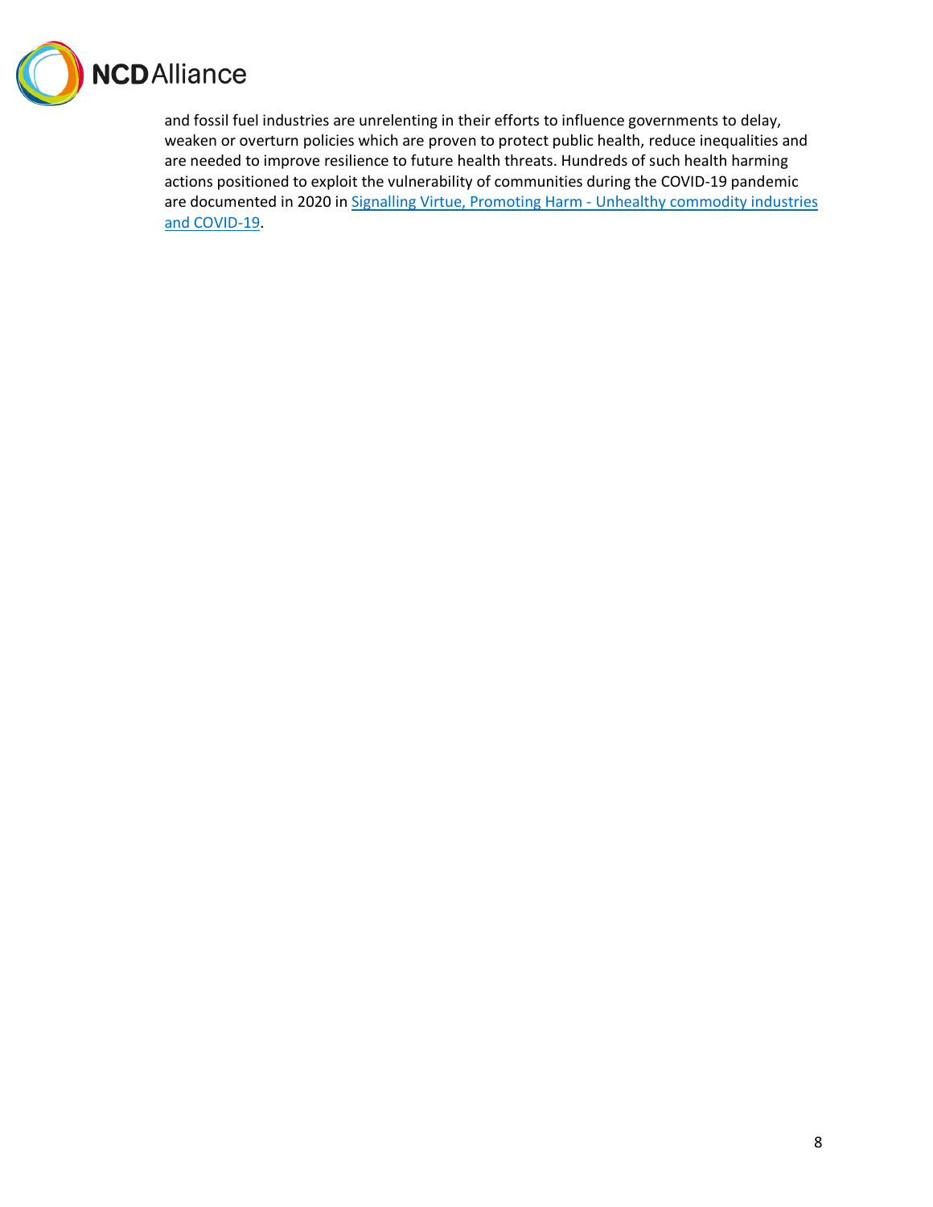and fossil fuel industries are unrelenting in their efforts to influence governments to delay, weaken or overturn policies which are proven to protect public health, reduce inequalities and are needed to improve resilience to future health threats. Hundreds of such health harming actions positioned to exploit the vulnerability of communities during the COVID-19 pandemic are documented in 2020 in Signalling Virtue, Promoting Harm - Unhealthy commodity industries and COVID-19.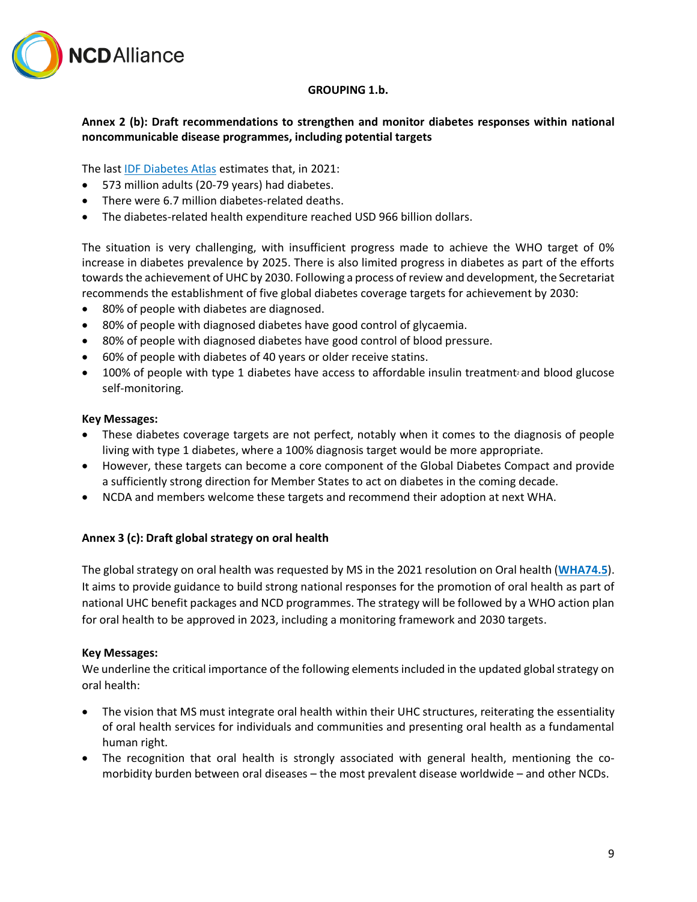**GROUPING 1.b.**

**Annex 2 (b): Draft recommendations to strengthen and monitor diabetes responses within national noncommunicable disease programmes, including potential targets**

The last IDF Diabetes Atlas estimates that, in 2021:

- 573 million adults (20-79 years) had diabetes.
- There were 6.7 million diabetes-related deaths.
- The diabetes-related health expenditure reached USD 966 billion dollars.

The situation is very challenging, with insufficient progress made to achieve the WHO target of 0% increase in diabetes prevalence by 2025. There is also limited progress in diabetes as part of the efforts towards the achievement of UHC by 2030. Following a process of review and development, the Secretariat recommends the establishment of five global diabetes coverage targets for achievement by 2030:

- 80% of people with diabetes are diagnosed.
- 80% of people with diagnosed diabetes have good control of glycaemia.
- 80% of people with diagnosed diabetes have good control of blood pressure.
- 60% of people with diabetes of 40 years or older receive statins.
- 100% of people with type 1 diabetes have access to affordable insulin treatment[2] and blood glucose self-monitoring.

**Key Messages:**

- These diabetes coverage targets are not perfect, notably when it comes to the diagnosis of people living with type 1 diabetes, where a 100% diagnosis target would be more appropriate.
- However, these targets can become a core component of the Global Diabetes Compact and provide a sufficiently strong direction for Member States to act on diabetes in the coming decade.
- NCDA and members welcome these targets and recommend their adoption at next WHA.

**Annex 3 (c): Draft global strategy on oral health**

The global strategy on oral health was requested by MS in the 2021 resolution on Oral health (**WHA74.5**). It aims to provide guidance to build strong national responses for the promotion of oral health as part of national UHC benefit packages and NCD programmes. The strategy will be followed by a WHO action plan for oral health to be approved in 2023, including a monitoring framework and 2030 targets.

**Key Messages:**

We underline the critical importance of the following elements included in the updated global strategy on oral health:

- The vision that MS must integrate oral health within their UHC structures, reiterating the essentiality of oral health services for individuals and communities and presenting oral health as a fundamental human right.
- The recognition that oral health is strongly associated with general health, mentioning the co-morbidity burden between oral diseases – the most prevalent disease worldwide – and other NCDs.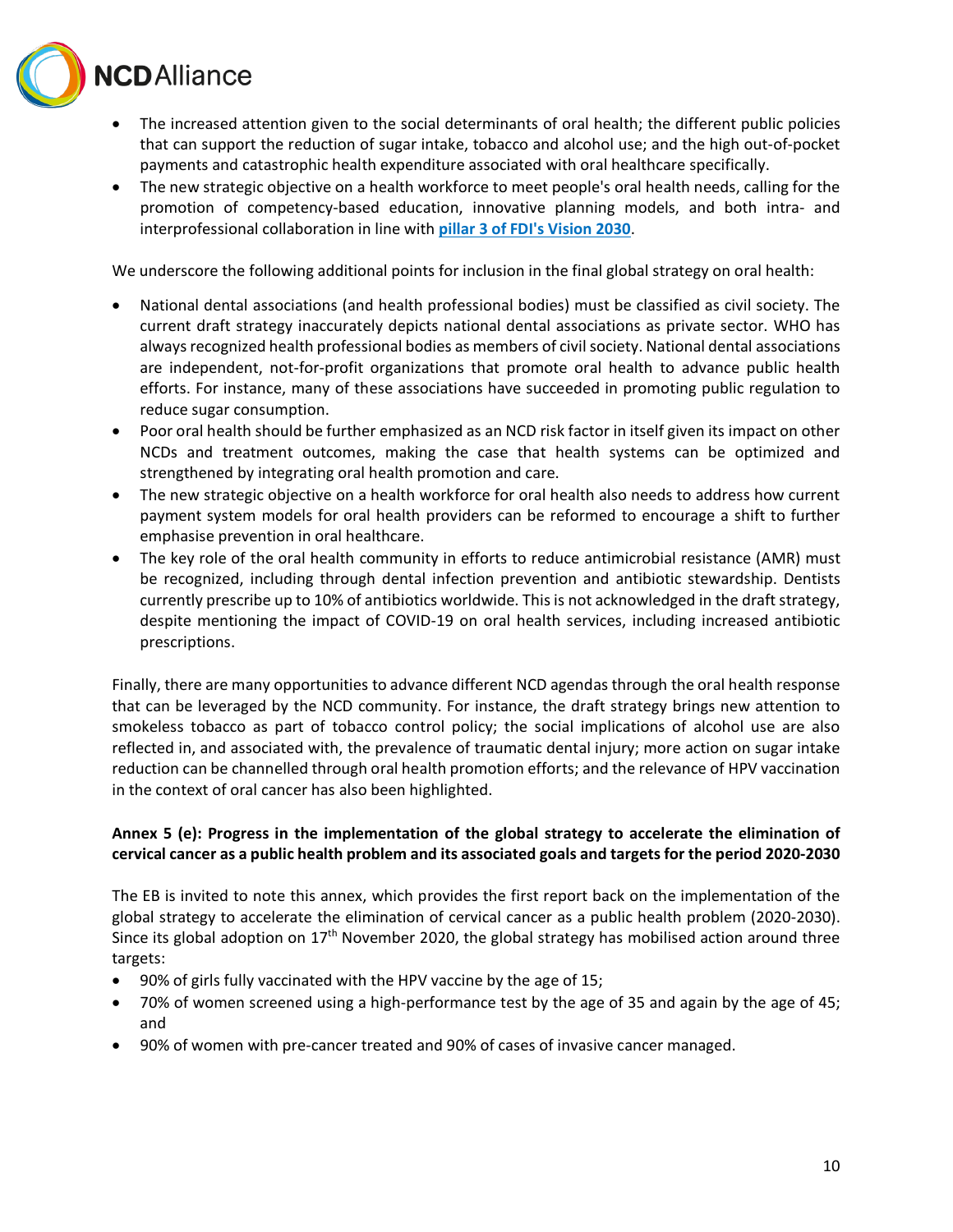- The increased attention given to the social determinants of oral health; the different public policies that can support the reduction of sugar intake, tobacco and alcohol use; and the high out-of-pocket payments and catastrophic health expenditure associated with oral healthcare specifically.
- The new strategic objective on a health workforce to meet people's oral health needs, calling for the promotion of competency-based education, innovative planning models, and both intra- and interprofessional collaboration in line with **pillar 3 of FDI's Vision 2030**.

We underscore the following additional points for inclusion in the final global strategy on oral health:

- National dental associations (and health professional bodies) must be classified as civil society. The current draft strategy inaccurately depicts national dental associations as private sector. WHO has always recognized health professional bodies as members of civil society. National dental associations are independent, not-for-profit organizations that promote oral health to advance public health efforts. For instance, many of these associations have succeeded in promoting public regulation to reduce sugar consumption.
- Poor oral health should be further emphasized as an NCD risk factor in itself given its impact on other NCDs and treatment outcomes, making the case that health systems can be optimized and strengthened by integrating oral health promotion and care.
- The new strategic objective on a health workforce for oral health also needs to address how current payment system models for oral health providers can be reformed to encourage a shift to further emphasise prevention in oral healthcare.
- The key role of the oral health community in efforts to reduce antimicrobial resistance (AMR) must be recognized, including through dental infection prevention and antibiotic stewardship. Dentists currently prescribe up to 10% of antibiotics worldwide. This is not acknowledged in the draft strategy, despite mentioning the impact of COVID-19 on oral health services, including increased antibiotic prescriptions.

Finally, there are many opportunities to advance different NCD agendas through the oral health response that can be leveraged by the NCD community. For instance, the draft strategy brings new attention to smokeless tobacco as part of tobacco control policy; the social implications of alcohol use are also reflected in, and associated with, the prevalence of traumatic dental injury; more action on sugar intake reduction can be channelled through oral health promotion efforts; and the relevance of HPV vaccination in the context of oral cancer has also been highlighted.

**Annex 5 (e): Progress in the implementation of the global strategy to accelerate the elimination of cervical cancer as a public health problem and its associated goals and targets for the period 2020-2030**

The EB is invited to note this annex, which provides the first report back on the implementation of the global strategy to accelerate the elimination of cervical cancer as a public health problem (2020-2030). Since its global adoption on 17th November 2020, the global strategy has mobilised action around three targets:

- 90% of girls fully vaccinated with the HPV vaccine by the age of 15;
- 70% of women screened using a high-performance test by the age of 35 and again by the age of 45; and
- 90% of women with pre-cancer treated and 90% of cases of invasive cancer managed.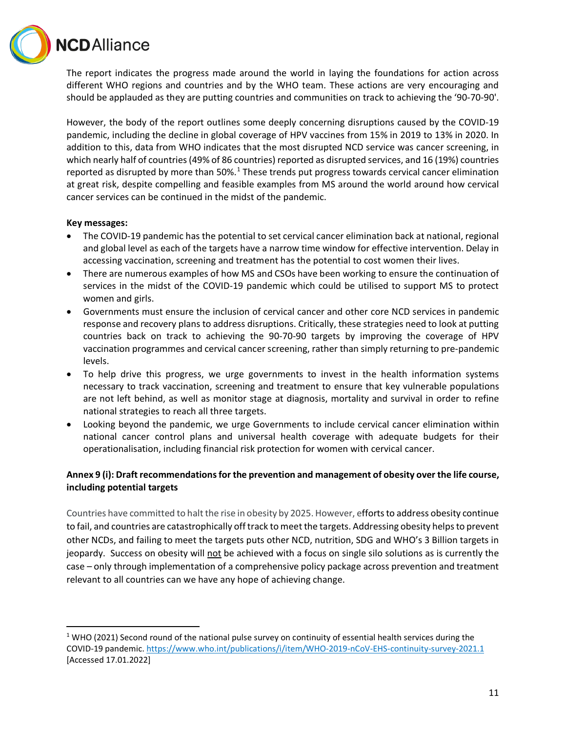The report indicates the progress made around the world in laying the foundations for action across different WHO regions and countries and by the WHO team. These actions are very encouraging and should be applauded as they are putting countries and communities on track to achieving the '90-70-90'.

However, the body of the report outlines some deeply concerning disruptions caused by the COVID-19 pandemic, including the decline in global coverage of HPV vaccines from 15% in 2019 to 13% in 2020. In addition to this, data from WHO indicates that the most disrupted NCD service was cancer screening, in which nearly half of countries (49% of 86 countries) reported as disrupted services, and 16 (19%) countries reported as disrupted by more than 50%.[1] These trends put progress towards cervical cancer elimination at great risk, despite compelling and feasible examples from MS around the world around how cervical cancer services can be continued in the midst of the pandemic.

**Key messages:**

- The COVID-19 pandemic has the potential to set cervical cancer elimination back at national, regional and global level as each of the targets have a narrow time window for effective intervention. Delay in accessing vaccination, screening and treatment has the potential to cost women their lives.
- There are numerous examples of how MS and CSOs have been working to ensure the continuation of services in the midst of the COVID-19 pandemic which could be utilised to support MS to protect women and girls.
- Governments must ensure the inclusion of cervical cancer and other core NCD services in pandemic response and recovery plans to address disruptions. Critically, these strategies need to look at putting countries back on track to achieving the 90-70-90 targets by improving the coverage of HPV vaccination programmes and cervical cancer screening, rather than simply returning to pre-pandemic levels.
- To help drive this progress, we urge governments to invest in the health information systems necessary to track vaccination, screening and treatment to ensure that key vulnerable populations are not left behind, as well as monitor stage at diagnosis, mortality and survival in order to refine national strategies to reach all three targets.
- Looking beyond the pandemic, we urge Governments to include cervical cancer elimination within national cancer control plans and universal health coverage with adequate budgets for their operationalisation, including financial risk protection for women with cervical cancer.

**Annex 9 (i): Draft recommendations for the prevention and management of obesity over the life course, including potential targets**

Countries have committed to halt the rise in obesity by 2025. However, efforts to address obesity continue to fail, and countries are catastrophically off track to meet the targets. Addressing obesity helps to prevent other NCDs, and failing to meet the targets puts other NCD, nutrition, SDG and WHO's 3 Billion targets in jeopardy. Success on obesity will <u>not</u> be achieved with a focus on single silo solutions as is currently the case – only through implementation of a comprehensive policy package across prevention and treatment relevant to all countries can we have any hope of achieving change.

---

[1] WHO (2021) Second round of the national pulse survey on continuity of essential health services during the COVID-19 pandemic. https://www.who.int/publications/i/item/WHO-2019-nCoV-EHS-continuity-survey-2021.1 [Accessed 17.01.2022]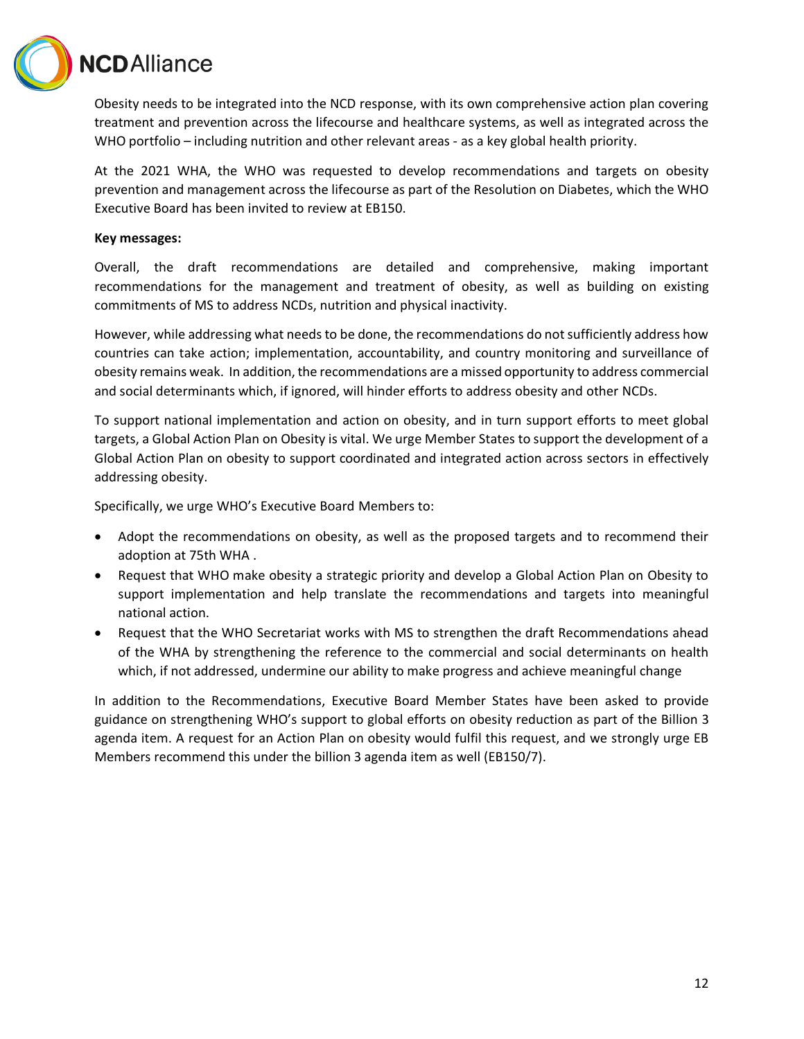Obesity needs to be integrated into the NCD response, with its own comprehensive action plan covering treatment and prevention across the lifecourse and healthcare systems, as well as integrated across the WHO portfolio – including nutrition and other relevant areas - as a key global health priority.

At the 2021 WHA, the WHO was requested to develop recommendations and targets on obesity prevention and management across the lifecourse as part of the Resolution on Diabetes, which the WHO Executive Board has been invited to review at EB150.

**Key messages:**

Overall, the draft recommendations are detailed and comprehensive, making important recommendations for the management and treatment of obesity, as well as building on existing commitments of MS to address NCDs, nutrition and physical inactivity.

However, while addressing what needs to be done, the recommendations do not sufficiently address how countries can take action; implementation, accountability, and country monitoring and surveillance of obesity remains weak. In addition, the recommendations are a missed opportunity to address commercial and social determinants which, if ignored, will hinder efforts to address obesity and other NCDs.

To support national implementation and action on obesity, and in turn support efforts to meet global targets, a Global Action Plan on Obesity is vital. We urge Member States to support the development of a Global Action Plan on obesity to support coordinated and integrated action across sectors in effectively addressing obesity.

Specifically, we urge WHO's Executive Board Members to:

- Adopt the recommendations on obesity, as well as the proposed targets and to recommend their adoption at 75th WHA .
- Request that WHO make obesity a strategic priority and develop a Global Action Plan on Obesity to support implementation and help translate the recommendations and targets into meaningful national action.
- Request that the WHO Secretariat works with MS to strengthen the draft Recommendations ahead of the WHA by strengthening the reference to the commercial and social determinants on health which, if not addressed, undermine our ability to make progress and achieve meaningful change

In addition to the Recommendations, Executive Board Member States have been asked to provide guidance on strengthening WHO's support to global efforts on obesity reduction as part of the Billion 3 agenda item. A request for an Action Plan on obesity would fulfil this request, and we strongly urge EB Members recommend this under the billion 3 agenda item as well (EB150/7).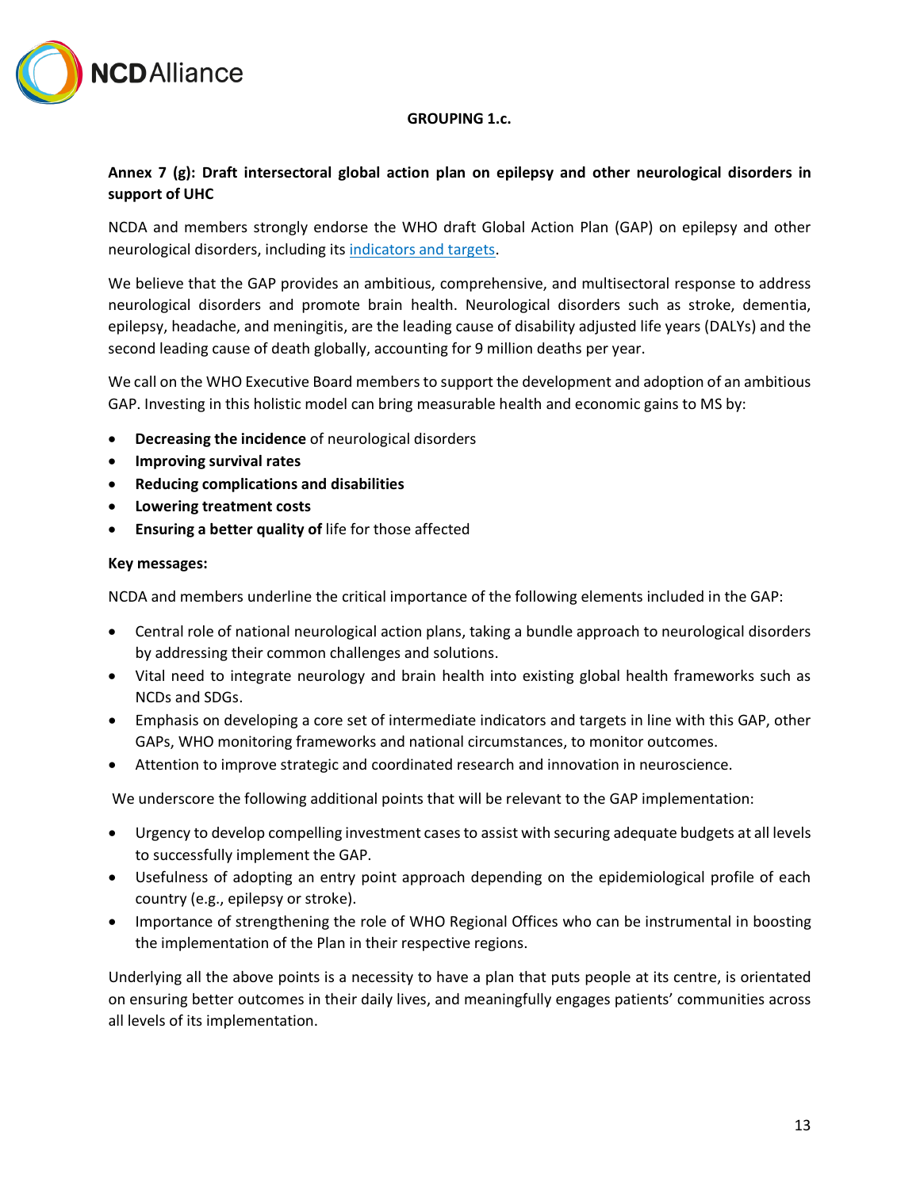**GROUPING 1.c.**

**Annex 7 (g): Draft intersectoral global action plan on epilepsy and other neurological disorders in support of UHC**

NCDA and members strongly endorse the WHO draft Global Action Plan (GAP) on epilepsy and other neurological disorders, including its indicators and targets.

We believe that the GAP provides an ambitious, comprehensive, and multisectoral response to address neurological disorders and promote brain health. Neurological disorders such as stroke, dementia, epilepsy, headache, and meningitis, are the leading cause of disability adjusted life years (DALYs) and the second leading cause of death globally, accounting for 9 million deaths per year.

We call on the WHO Executive Board members to support the development and adoption of an ambitious GAP. Investing in this holistic model can bring measurable health and economic gains to MS by:

- **Decreasing the incidence** of neurological disorders
- **Improving survival rates**
- **Reducing complications and disabilities**
- **Lowering treatment costs**
- **Ensuring a better quality of** life for those affected

**Key messages:**

NCDA and members underline the critical importance of the following elements included in the GAP:

- Central role of national neurological action plans, taking a bundle approach to neurological disorders by addressing their common challenges and solutions.
- Vital need to integrate neurology and brain health into existing global health frameworks such as NCDs and SDGs.
- Emphasis on developing a core set of intermediate indicators and targets in line with this GAP, other GAPs, WHO monitoring frameworks and national circumstances, to monitor outcomes.
- Attention to improve strategic and coordinated research and innovation in neuroscience.

We underscore the following additional points that will be relevant to the GAP implementation:

- Urgency to develop compelling investment cases to assist with securing adequate budgets at all levels to successfully implement the GAP.
- Usefulness of adopting an entry point approach depending on the epidemiological profile of each country (e.g., epilepsy or stroke).
- Importance of strengthening the role of WHO Regional Offices who can be instrumental in boosting the implementation of the Plan in their respective regions.

Underlying all the above points is a necessity to have a plan that puts people at its centre, is orientated on ensuring better outcomes in their daily lives, and meaningfully engages patients' communities across all levels of its implementation.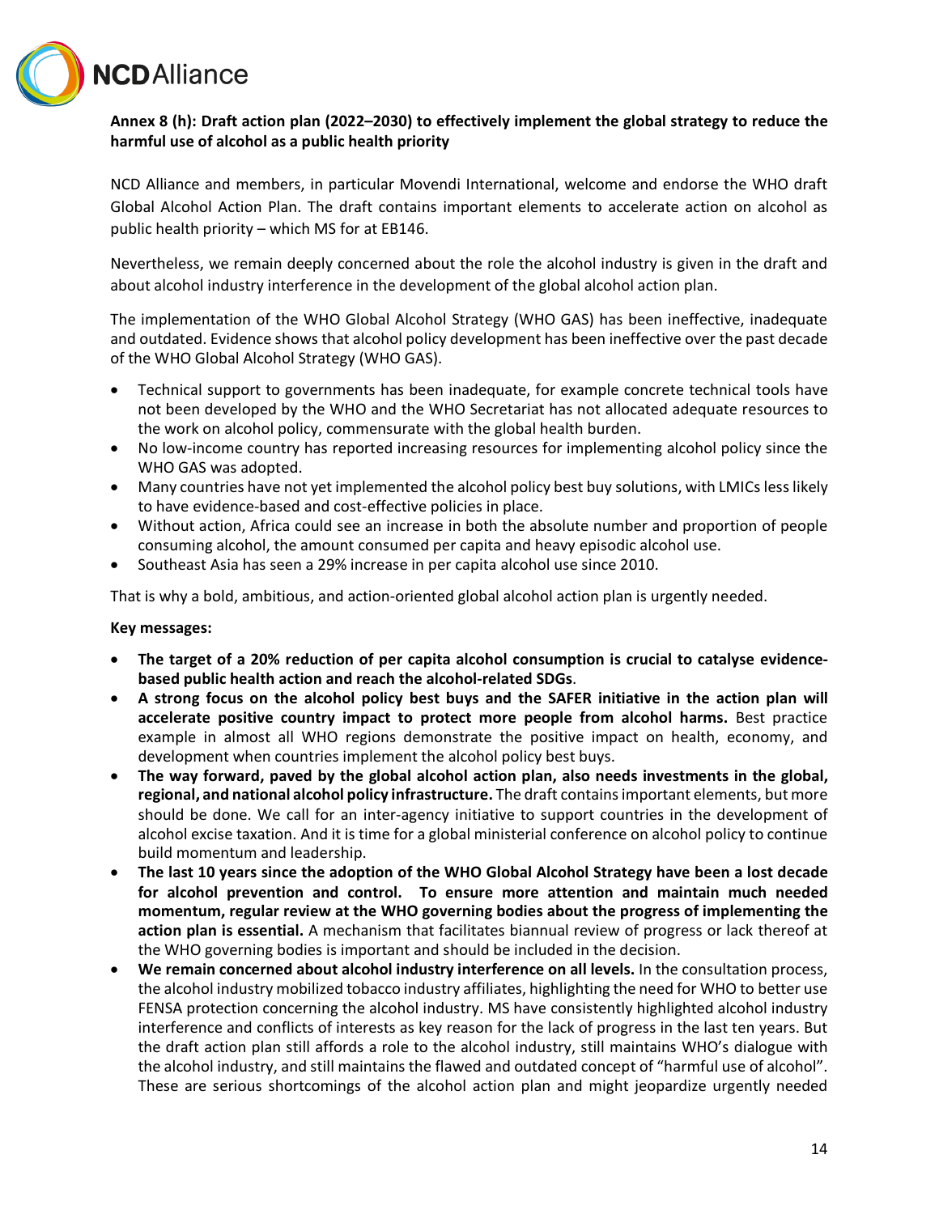**Annex 8 (h): Draft action plan (2022–2030) to effectively implement the global strategy to reduce the harmful use of alcohol as a public health priority**

NCD Alliance and members, in particular Movendi International, welcome and endorse the WHO draft Global Alcohol Action Plan. The draft contains important elements to accelerate action on alcohol as public health priority – which MS for at EB146.

Nevertheless, we remain deeply concerned about the role the alcohol industry is given in the draft and about alcohol industry interference in the development of the global alcohol action plan.

The implementation of the WHO Global Alcohol Strategy (WHO GAS) has been ineffective, inadequate and outdated. Evidence shows that alcohol policy development has been ineffective over the past decade of the WHO Global Alcohol Strategy (WHO GAS).

- Technical support to governments has been inadequate, for example concrete technical tools have not been developed by the WHO and the WHO Secretariat has not allocated adequate resources to the work on alcohol policy, commensurate with the global health burden.
- No low-income country has reported increasing resources for implementing alcohol policy since the WHO GAS was adopted.
- Many countries have not yet implemented the alcohol policy best buy solutions, with LMICs less likely to have evidence-based and cost-effective policies in place.
- Without action, Africa could see an increase in both the absolute number and proportion of people consuming alcohol, the amount consumed per capita and heavy episodic alcohol use.
- Southeast Asia has seen a 29% increase in per capita alcohol use since 2010.

That is why a bold, ambitious, and action-oriented global alcohol action plan is urgently needed.

**Key messages:**

- **The target of a 20% reduction of per capita alcohol consumption is crucial to catalyse evidence-based public health action and reach the alcohol-related SDGs**.
- **A strong focus on the alcohol policy best buys and the SAFER initiative in the action plan will accelerate positive country impact to protect more people from alcohol harms.** Best practice example in almost all WHO regions demonstrate the positive impact on health, economy, and development when countries implement the alcohol policy best buys.
- **The way forward, paved by the global alcohol action plan, also needs investments in the global, regional, and national alcohol policy infrastructure.** The draft contains important elements, but more should be done. We call for an inter-agency initiative to support countries in the development of alcohol excise taxation. And it is time for a global ministerial conference on alcohol policy to continue build momentum and leadership.
- **The last 10 years since the adoption of the WHO Global Alcohol Strategy have been a lost decade for alcohol prevention and control. To ensure more attention and maintain much needed momentum, regular review at the WHO governing bodies about the progress of implementing the action plan is essential.** A mechanism that facilitates biannual review of progress or lack thereof at the WHO governing bodies is important and should be included in the decision.
- **We remain concerned about alcohol industry interference on all levels.** In the consultation process, the alcohol industry mobilized tobacco industry affiliates, highlighting the need for WHO to better use FENSA protection concerning the alcohol industry. MS have consistently highlighted alcohol industry interference and conflicts of interests as key reason for the lack of progress in the last ten years. But the draft action plan still affords a role to the alcohol industry, still maintains WHO's dialogue with the alcohol industry, and still maintains the flawed and outdated concept of "harmful use of alcohol". These are serious shortcomings of the alcohol action plan and might jeopardize urgently needed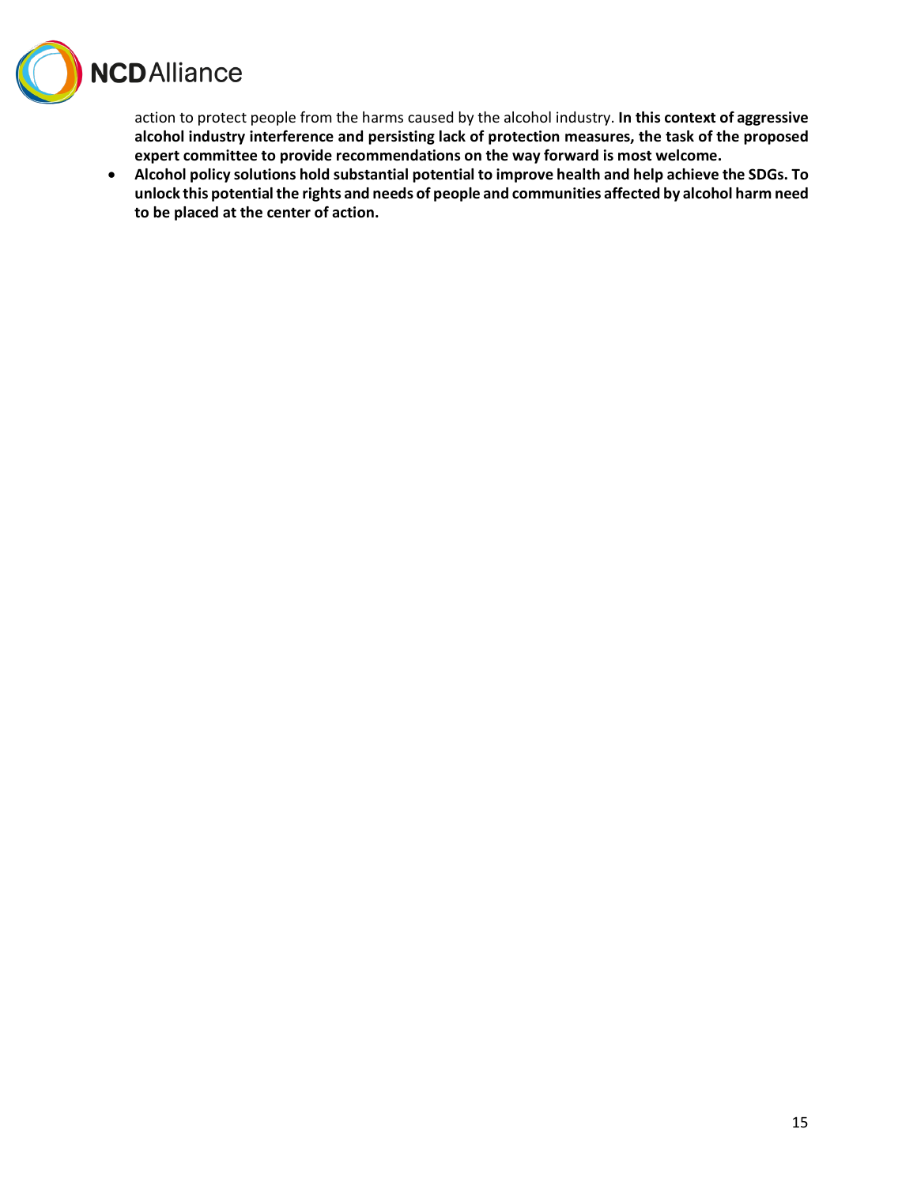action to protect people from the harms caused by the alcohol industry. **In this context of aggressive alcohol industry interference and persisting lack of protection measures, the task of the proposed expert committee to provide recommendations on the way forward is most welcome.**

- **Alcohol policy solutions hold substantial potential to improve health and help achieve the SDGs. To unlock this potential the rights and needs of people and communities affected by alcohol harm need to be placed at the center of action.**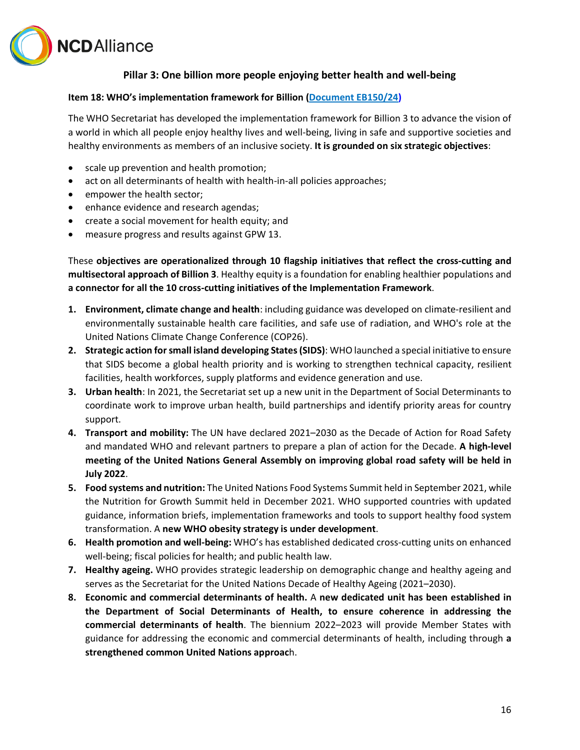## Pillar 3: One billion more people enjoying better health and well-being

**Item 18: WHO's implementation framework for Billion (Document EB150/24)**

The WHO Secretariat has developed the implementation framework for Billion 3 to advance the vision of a world in which all people enjoy healthy lives and well-being, living in safe and supportive societies and healthy environments as members of an inclusive society. **It is grounded on six strategic objectives**:

- scale up prevention and health promotion;
- act on all determinants of health with health-in-all policies approaches;
- empower the health sector;
- enhance evidence and research agendas;
- create a social movement for health equity; and
- measure progress and results against GPW 13.

These **objectives are operationalized through 10 flagship initiatives that reflect the cross-cutting and multisectoral approach of Billion 3**. Healthy equity is a foundation for enabling healthier populations and **a connector for all the 10 cross-cutting initiatives of the Implementation Framework**.

1. **Environment, climate change and health**: including guidance was developed on climate-resilient and environmentally sustainable health care facilities, and safe use of radiation, and WHO's role at the United Nations Climate Change Conference (COP26).
2. **Strategic action for small island developing States (SIDS)**: WHO launched a special initiative to ensure that SIDS become a global health priority and is working to strengthen technical capacity, resilient facilities, health workforces, supply platforms and evidence generation and use.
3. **Urban health**: In 2021, the Secretariat set up a new unit in the Department of Social Determinants to coordinate work to improve urban health, build partnerships and identify priority areas for country support.
4. **Transport and mobility:** The UN have declared 2021–2030 as the Decade of Action for Road Safety and mandated WHO and relevant partners to prepare a plan of action for the Decade. **A high-level meeting of the United Nations General Assembly on improving global road safety will be held in July 2022**.
5. **Food systems and nutrition:** The United Nations Food Systems Summit held in September 2021, while the Nutrition for Growth Summit held in December 2021. WHO supported countries with updated guidance, information briefs, implementation frameworks and tools to support healthy food system transformation. A **new WHO obesity strategy is under development**.
6. **Health promotion and well-being:** WHO's has established dedicated cross-cutting units on enhanced well-being; fiscal policies for health; and public health law.
7. **Healthy ageing.** WHO provides strategic leadership on demographic change and healthy ageing and serves as the Secretariat for the United Nations Decade of Healthy Ageing (2021–2030).
8. **Economic and commercial determinants of health.** A **new dedicated unit has been established in the Department of Social Determinants of Health, to ensure coherence in addressing the commercial determinants of health**. The biennium 2022–2023 will provide Member States with guidance for addressing the economic and commercial determinants of health, including through **a strengthened common United Nations approac**h.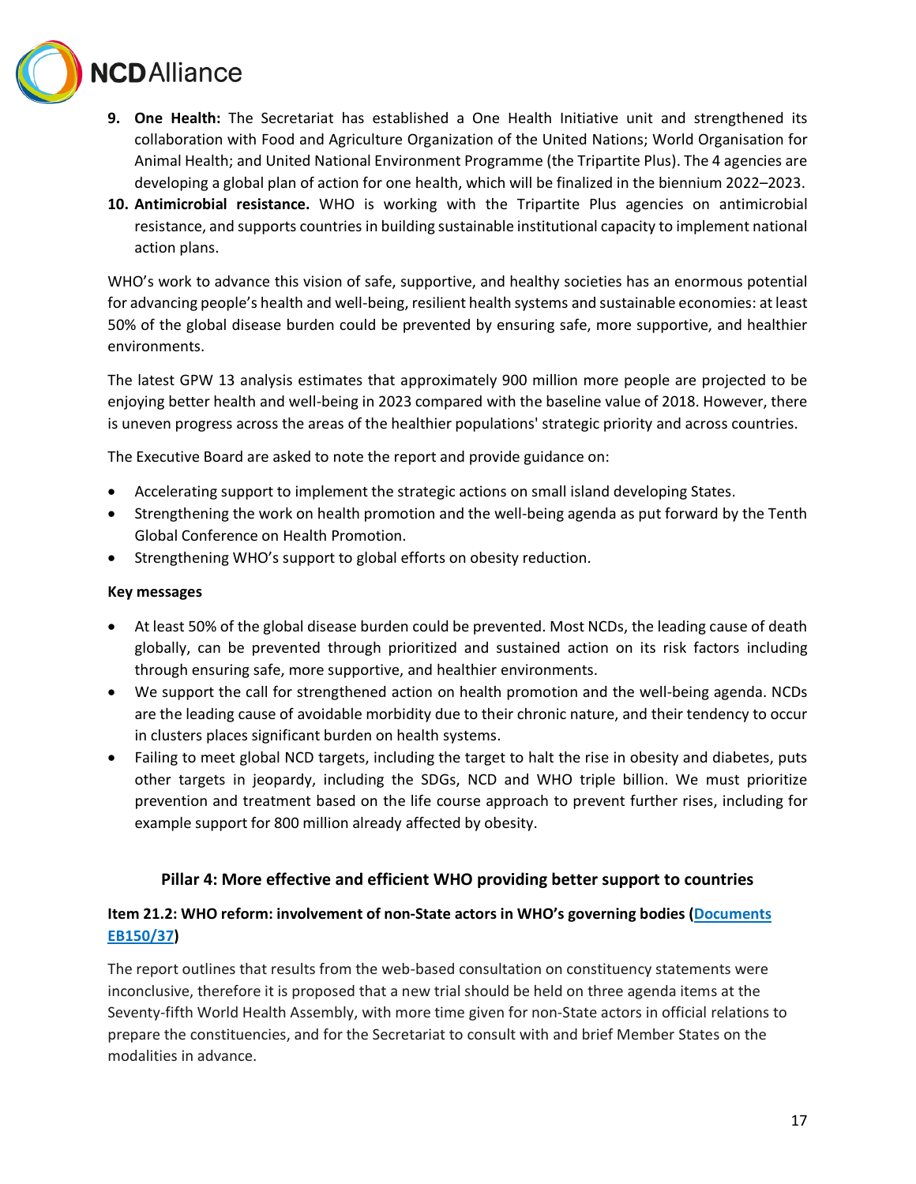9. **One Health:** The Secretariat has established a One Health Initiative unit and strengthened its collaboration with Food and Agriculture Organization of the United Nations; World Organisation for Animal Health; and United National Environment Programme (the Tripartite Plus). The 4 agencies are developing a global plan of action for one health, which will be finalized in the biennium 2022–2023.
10. **Antimicrobial resistance.** WHO is working with the Tripartite Plus agencies on antimicrobial resistance, and supports countries in building sustainable institutional capacity to implement national action plans.

WHO's work to advance this vision of safe, supportive, and healthy societies has an enormous potential for advancing people's health and well-being, resilient health systems and sustainable economies: at least 50% of the global disease burden could be prevented by ensuring safe, more supportive, and healthier environments.

The latest GPW 13 analysis estimates that approximately 900 million more people are projected to be enjoying better health and well-being in 2023 compared with the baseline value of 2018. However, there is uneven progress across the areas of the healthier populations' strategic priority and across countries.

The Executive Board are asked to note the report and provide guidance on:

- Accelerating support to implement the strategic actions on small island developing States.
- Strengthening the work on health promotion and the well-being agenda as put forward by the Tenth Global Conference on Health Promotion.
- Strengthening WHO's support to global efforts on obesity reduction.

**Key messages**

- At least 50% of the global disease burden could be prevented. Most NCDs, the leading cause of death globally, can be prevented through prioritized and sustained action on its risk factors including through ensuring safe, more supportive, and healthier environments.
- We support the call for strengthened action on health promotion and the well-being agenda. NCDs are the leading cause of avoidable morbidity due to their chronic nature, and their tendency to occur in clusters places significant burden on health systems.
- Failing to meet global NCD targets, including the target to halt the rise in obesity and diabetes, puts other targets in jeopardy, including the SDGs, NCD and WHO triple billion. We must prioritize prevention and treatment based on the life course approach to prevent further rises, including for example support for 800 million already affected by obesity.

## Pillar 4: More effective and efficient WHO providing better support to countries

### Item 21.2: WHO reform: involvement of non-State actors in WHO's governing bodies (Documents EB150/37)

The report outlines that results from the web-based consultation on constituency statements were inconclusive, therefore it is proposed that a new trial should be held on three agenda items at the Seventy-fifth World Health Assembly, with more time given for non-State actors in official relations to prepare the constituencies, and for the Secretariat to consult with and brief Member States on the modalities in advance.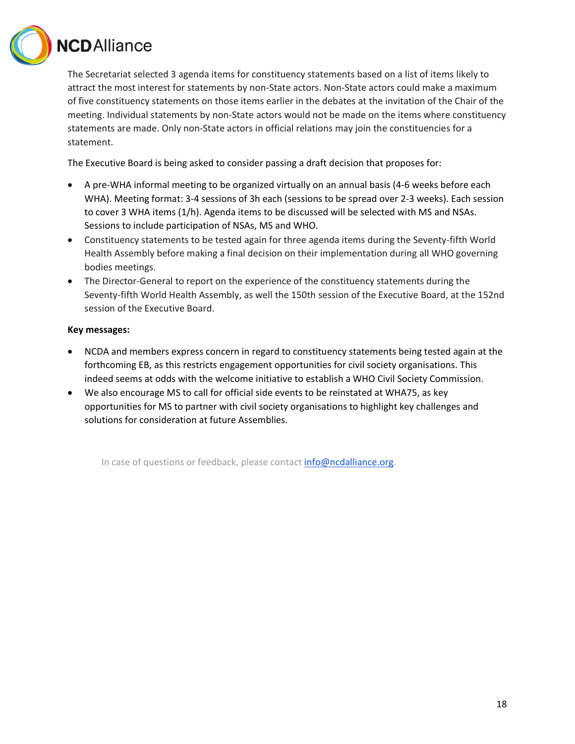The Secretariat selected 3 agenda items for constituency statements based on a list of items likely to attract the most interest for statements by non-State actors. Non-State actors could make a maximum of five constituency statements on those items earlier in the debates at the invitation of the Chair of the meeting. Individual statements by non-State actors would not be made on the items where constituency statements are made. Only non-State actors in official relations may join the constituencies for a statement.

The Executive Board is being asked to consider passing a draft decision that proposes for:

- A pre-WHA informal meeting to be organized virtually on an annual basis (4-6 weeks before each WHA). Meeting format: 3-4 sessions of 3h each (sessions to be spread over 2-3 weeks). Each session to cover 3 WHA items (1/h). Agenda items to be discussed will be selected with MS and NSAs. Sessions to include participation of NSAs, MS and WHO.
- Constituency statements to be tested again for three agenda items during the Seventy-fifth World Health Assembly before making a final decision on their implementation during all WHO governing bodies meetings.
- The Director-General to report on the experience of the constituency statements during the Seventy-fifth World Health Assembly, as well the 150th session of the Executive Board, at the 152nd session of the Executive Board.

**Key messages:**

- NCDA and members express concern in regard to constituency statements being tested again at the forthcoming EB, as this restricts engagement opportunities for civil society organisations. This indeed seems at odds with the welcome initiative to establish a WHO Civil Society Commission.
- We also encourage MS to call for official side events to be reinstated at WHA75, as key opportunities for MS to partner with civil society organisations to highlight key challenges and solutions for consideration at future Assemblies.

In case of questions or feedback, please contact [info@ncdalliance.org](mailto:info@ncdalliance.org).